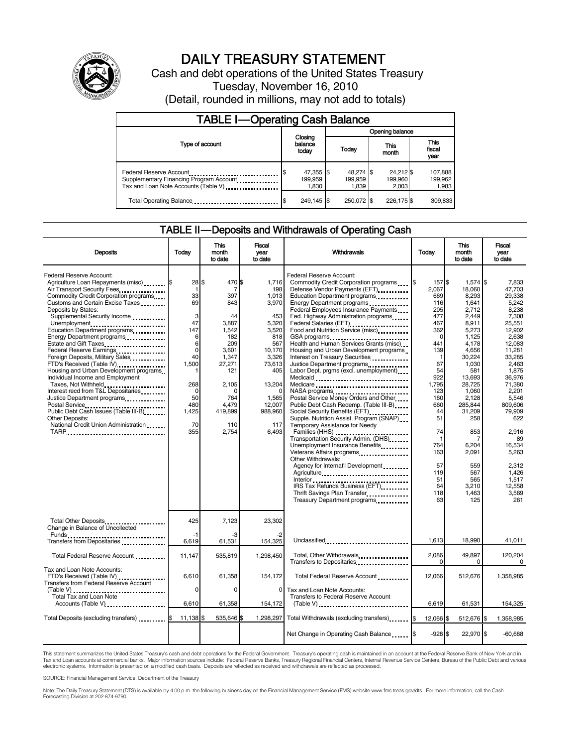# DAILY TREASURY STATEMENT

Cash and debt operations of the United States Treasury

Tuesday, November 16, 2010

(Detail, rounded in millions, may not add to totals)

## TABLE I—Operating Cash Balance

| Type of account | Closing balance today | Opening balance Today | Opening balance This month | Opening balance This fiscal year |
|---|---|---|---|---|
| Federal Reserve Account | $ 47,355 | $ 48,274 | $ 24,212 | $ 107,888 |
| Supplementary Financing Program Account | 199,959 | 199,959 | 199,960 | 199,962 |
| Tax and Loan Note Accounts (Table V) | 1,830 | 1,839 | 2,003 | 1,983 |
| Total Operating Balance | $ 249,145 | $ 250,072 | $ 226,175 | $ 309,833 |

## TABLE II—Deposits and Withdrawals of Operating Cash

| Deposits | Today | This month to date | Fiscal year to date |
|---|---|---|---|
| Federal Reserve Account: | | | |
| Agriculture Loan Repayments (misc) | $ 28 | $ 470 | $ 1,716 |
| Air Transport Security Fees | 1 | 7 | 198 |
| Commodity Credit Corporation programs | 33 | 397 | 1,013 |
| Customs and Certain Excise Taxes | 69 | 843 | 3,970 |
| Deposits by States: | | | |
| Supplemental Security Income | 3 | 44 | 453 |
| Unemployment | 47 | 3,887 | 5,320 |
| Education Department programs | 147 | 1,542 | 3,520 |
| Energy Department programs | 6 | 182 | 818 |
| Estate and Gift Taxes | 6 | 209 | 567 |
| Federal Reserve Earnings | 0 | 3,601 | 10,170 |
| Foreign Deposits, Military Sales | 40 | 1,347 | 3,326 |
| FTD's Received (Table IV) | 1,500 | 27,271 | 73,613 |
| Housing and Urban Development programs | 1 | 121 | 405 |
| Individual Income and Employment Taxes, Not Withheld | 268 | 2,105 | 13,204 |
| Interest recd from T&L Depositaries | 0 | 0 | 0 |
| Justice Department programs | 50 | 764 | 1,565 |
| Postal Service | 480 | 4,479 | 12,007 |
| Public Debt Cash Issues (Table III-B) | 1,425 | 419,899 | 988,960 |
| Other Deposits: | | | |
| National Credit Union Administration | 70 | 110 | 117 |
| TARP | 355 | 2,754 | 6,493 |
| Total Other Deposits | 425 | 7,123 | 23,302 |
| Change in Balance of Uncollected Funds | -1 | -3 | -2 |
| Transfers from Depositaries | 6,619 | 61,531 | 154,325 |
| Total Federal Reserve Account | 11,147 | 535,819 | 1,298,450 |
| Tax and Loan Note Accounts: | | | |
| FTD's Received (Table IV) | 6,610 | 61,358 | 154,172 |
| Transfers from Federal Reserve Account (Table V) | 0 | 0 | 0 |
| Total Tax and Loan Note Accounts (Table V) | 6,610 | 61,358 | 154,172 |
| Total Deposits (excluding transfers) | $ 11,138 | $ 535,646 | $ 1,298,297 |

| Withdrawals | Today | This month to date | Fiscal year to date |
|---|---|---|---|
| Federal Reserve Account: | | | |
| Commodity Credit Corporation programs | $ 157 | $ 1,574 | $ 7,833 |
| Defense Vendor Payments (EFT) | 2,067 | 18,060 | 47,703 |
| Education Department programs | 669 | 8,293 | 29,338 |
| Energy Department programs | 116 | 1,641 | 5,242 |
| Federal Employees Insurance Payments | 205 | 2,712 | 8,238 |
| Fed. Highway Administration programs | 477 | 2,449 | 7,308 |
| Federal Salaries (EFT) | 467 | 8,911 | 25,551 |
| Food and Nutrition Service (misc) | 362 | 5,273 | 12,902 |
| GSA programs | 0 | 1,125 | 2,638 |
| Health and Human Services Grants (misc) | 441 | 4,178 | 12,083 |
| Housing and Urban Development programs | 139 | 4,656 | 11,281 |
| Interest on Treasury Securities | 1 | 30,224 | 33,285 |
| Justice Department programs | 67 | 1,030 | 2,463 |
| Labor Dept. prgms (excl. unemployment) | 54 | 581 | 1,875 |
| Medicaid | 922 | 13,693 | 36,976 |
| Medicare | 1,795 | 28,725 | 71,380 |
| NASA programs | 123 | 1,060 | 2,201 |
| Postal Service Money Orders and Other | 160 | 2,128 | 5,546 |
| Public Debt Cash Redemp. (Table III-B) | 660 | 285,844 | 809,606 |
| Social Security Benefits (EFT) | 44 | 31,209 | 79,909 |
| Supple. Nutrition Assist. Program (SNAP) | 51 | 258 | 622 |
| Temporary Assistance for Needy Families (HHS) | 74 | 853 | 2,916 |
| Transportation Security Admin. (DHS) | 1 | 7 | 89 |
| Unemployment Insurance Benefits | 764 | 6,204 | 16,534 |
| Veterans Affairs programs | 163 | 2,091 | 5,263 |
| Other Withdrawals: | | | |
| Agency for Internat'l Development | 57 | 559 | 2,312 |
| Agriculture | 119 | 567 | 1,426 |
| Interior | 51 | 565 | 1,517 |
| IRS Tax Refunds Business (EFT) | 64 | 3,210 | 12,558 |
| Thrift Savings Plan Transfer | 118 | 1,463 | 3,569 |
| Treasury Department programs | 63 | 125 | 261 |
| Unclassified | 1,613 | 18,990 | 41,011 |
| Total, Other Withdrawals | 2,086 | 49,897 | 120,204 |
| Transfers to Depositaries | 0 | 0 | 0 |
| Total Federal Reserve Account | 12,066 | 512,676 | 1,358,985 |
| Tax and Loan Note Accounts: | | | |
| Transfers to Federal Reserve Account (Table V) | 6,619 | 61,531 | 154,325 |
| Total Withdrawals (excluding transfers) | $ 12,066 | $ 512,676 | $ 1,358,985 |
| Net Change in Operating Cash Balance | $ -928 | $ 22,970 | $ -60,688 |

This statement summarizes the United States Treasury's cash and debt operations for the Federal Government. Treasury's operating cash is maintained in an account at the Federal Reserve Bank of New York and in Tax and Loan accounts at commercial banks. Major information sources include: Federal Reserve Banks, Treasury Regional Financial Centers, Internal Revenue Service Centers, Bureau of the Public Debt and various electronic systems. Information is presented on a modified cash basis. Deposits are reflected as received and withdrawals are reflected as processed.

SOURCE: Financial Management Service, Department of the Treasury

Note: The Daily Treasury Statement (DTS) is available by 4:00 p.m. the following business day on the Financial Management Service (FMS) website www.fms.treas.gov/dts. For more information, call the Cash Forecasting Division at 202-874-9790.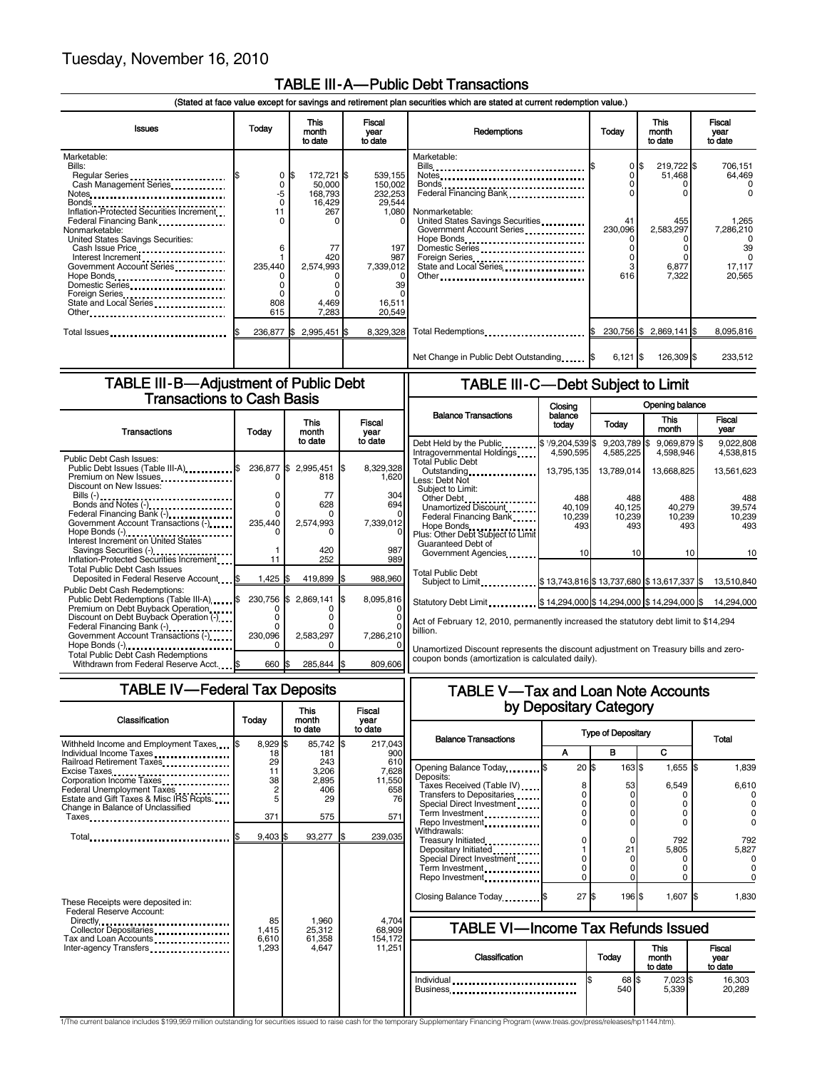Tuesday, November 16, 2010

## TABLE III-A—Public Debt Transactions

(Stated at face value except for savings and retirement plan securities which are stated at current redemption value.)

| Issues | Today | This month to date | Fiscal year to date | Redemptions | Today | This month to date | Fiscal year to date |
|---|---|---|---|---|---|---|---|
| Marketable: | | | | Marketable: | | | |
| Bills: | | | | Bills | $ 0 | $ 219,722 | $ 706,151 |
| Regular Series | $ 0 | $ 172,721 | $ 539,155 | Notes | 0 | 51,468 | 64,469 |
| Cash Management Series | 0 | 50,000 | 150,002 | Bonds | 0 | 0 | 0 |
| Notes | -5 | 168,793 | 232,253 | Federal Financing Bank | 0 | 0 | 0 |
| Bonds | 0 | 16,429 | 29,544 | | | | |
| Inflation-Protected Securities Increment | 11 | 267 | 1,080 | Nonmarketable: | | | |
| Federal Financing Bank | 0 | 0 | 0 | United States Savings Securities | 41 | 455 | 1,265 |
| Nonmarketable: | | | | Government Account Series | 230,096 | 2,583,297 | 7,286,210 |
| United States Savings Securities: | | | | Hope Bonds | 0 | 0 | 0 |
| Cash Issue Price | 6 | 77 | 197 | Domestic Series | 0 | 0 | 39 |
| Interest Increment | 1 | 420 | 987 | Foreign Series | 0 | 0 | 0 |
| Government Account Series | 235,440 | 2,574,993 | 7,339,012 | State and Local Series | 3 | 6,877 | 17,117 |
| Hope Bonds | 0 | 0 | 0 | Other | 616 | 7,322 | 20,565 |
| Domestic Series | 0 | 0 | 39 | | | | |
| Foreign Series | 0 | 0 | 0 | | | | |
| State and Local Series | 808 | 4,469 | 16,511 | | | | |
| Other | 615 | 7,283 | 20,549 | | | | |
| Total Issues | $ 236,877 | $ 2,995,451 | $ 8,329,328 | Total Redemptions | $ 230,756 | $ 2,869,141 | $ 8,095,816 |
| | | | | Net Change in Public Debt Outstanding | $ 6,121 | $ 126,309 | $ 233,512 |

## TABLE III-B—Adjustment of Public Debt Transactions to Cash Basis

| Transactions | Today | This month to date | Fiscal year to date |
|---|---|---|---|
| Public Debt Cash Issues: | | | |
| Public Debt Issues (Table III-A) | $ 236,877 | $ 2,995,451 | $ 8,329,328 |
| Premium on New Issues | 0 | 818 | 1,620 |
| Discount on New Issues: | | | |
| Bills (-) | 0 | 77 | 304 |
| Bonds and Notes (-) | 0 | 628 | 694 |
| Federal Financing Bank (-) | 0 | 0 | 0 |
| Government Account Transactions (-) | 235,440 | 2,574,993 | 7,339,012 |
| Hope Bonds (-) | 0 | 0 | 0 |
| Interest Increment on United States Savings Securities (-) | 1 | 420 | 987 |
| Inflation-Protected Securities Increment | 11 | 252 | 989 |
| Total Public Debt Cash Issues Deposited in Federal Reserve Account | $ 1,425 | $ 419,899 | $ 988,960 |
| Public Debt Cash Redemptions: | | | |
| Public Debt Redemptions (Table III-A) | $ 230,756 | $ 2,869,141 | $ 8,095,816 |
| Premium on Debt Buyback Operation | 0 | 0 | 0 |
| Discount on Debt Buyback Operation (-) | 0 | 0 | 0 |
| Federal Financing Bank (-) | 0 | 0 | 0 |
| Government Account Transactions (-) | 230,096 | 2,583,297 | 7,286,210 |
| Hope Bonds (-) | 0 | 0 | 0 |
| Total Public Debt Cash Redemptions Withdrawn from Federal Reserve Acct. | $ 660 | $ 285,844 | $ 809,606 |

## TABLE III-C—Debt Subject to Limit

| Balance Transactions | Closing balance today | Opening balance Today | Opening balance This month | Opening balance Fiscal year |
|---|---|---|---|---|
| Debt Held by the Public | $ [1]9,204,539 | $ 9,203,789 | $ 9,069,879 | $ 9,022,808 |
| Intragovernmental Holdings | 4,590,595 | 4,585,225 | 4,598,946 | 4,538,815 |
| Total Public Debt Outstanding | 13,795,135 | 13,789,014 | 13,668,825 | 13,561,623 |
| Less: Debt Not Subject to Limit: | | | | |
| Other Debt | 488 | 488 | 488 | 488 |
| Unamortized Discount | 40,109 | 40,125 | 40,279 | 39,574 |
| Federal Financing Bank | 10,239 | 10,239 | 10,239 | 10,239 |
| Hope Bonds | 493 | 493 | 493 | 493 |
| Plus: Other Debt Subject to Limit Guaranteed Debt of Government Agencies | 10 | 10 | 10 | 10 |
| Total Public Debt Subject to Limit | $ 13,743,816 | $ 13,737,680 | $ 13,617,337 | $ 13,510,840 |
| Statutory Debt Limit | $ 14,294,000 | $ 14,294,000 | $ 14,294,000 | $ 14,294,000 |

Act of February 12, 2010, permanently increased the statutory debt limit to $14,294 billion.

Unamortized Discount represents the discount adjustment on Treasury bills and zero-coupon bonds (amortization is calculated daily).

## TABLE IV—Federal Tax Deposits

| Classification | Today | This month to date | Fiscal year to date |
|---|---|---|---|
| Withheld Income and Employment Taxes | $ 8,929 | $ 85,742 | $ 217,043 |
| Individual Income Taxes | 18 | 181 | 900 |
| Railroad Retirement Taxes | 29 | 243 | 610 |
| Excise Taxes | 11 | 3,206 | 7,628 |
| Corporation Income Taxes | 38 | 2,895 | 11,550 |
| Federal Unemployment Taxes | 2 | 406 | 658 |
| Estate and Gift Taxes & Misc IRS Rcpts. | 5 | 29 | 76 |
| Change in Balance of Unclassified Taxes | 371 | 575 | 571 |
| Total | $ 9,403 | $ 93,277 | $ 239,035 |
| These Receipts were deposited in: | | | |
| Federal Reserve Account: | | | |
| Directly | 85 | 1,960 | 4,704 |
| Collector Depositaries | 1,415 | 25,312 | 68,909 |
| Tax and Loan Accounts | 6,610 | 61,358 | 154,172 |
| Inter-agency Transfers | 1,293 | 4,647 | 11,251 |

## TABLE V—Tax and Loan Note Accounts by Depositary Category

| Balance Transactions | Type of Depositary A | B | C | Total |
|---|---|---|---|---|
| Opening Balance Today | $ 20 | $ 163 | $ 1,655 | $ 1,839 |
| Deposits: | | | | |
| Taxes Received (Table IV) | 8 | 53 | 6,549 | 6,610 |
| Transfers to Depositaries | 0 | 0 | 0 | 0 |
| Special Direct Investment | 0 | 0 | 0 | 0 |
| Term Investment | 0 | 0 | 0 | 0 |
| Repo Investment | 0 | 0 | 0 | 0 |
| Withdrawals: | | | | |
| Treasury Initiated | 0 | 0 | 792 | 792 |
| Depositary Initiated | 1 | 21 | 5,805 | 5,827 |
| Special Direct Investment | 0 | 0 | 0 | 0 |
| Term Investment | 0 | 0 | 0 | 0 |
| Repo Investment | 0 | 0 | 0 | 0 |
| Closing Balance Today | $ 27 | $ 196 | $ 1,607 | $ 1,830 |

## TABLE VI—Income Tax Refunds Issued

| Classification | Today | This month to date | Fiscal year to date |
|---|---|---|---|
| Individual | $ 68 | $ 7,023 | $ 16,303 |
| Business | 540 | 5,339 | 20,289 |

1/The current balance includes $199,959 million outstanding for securities issued to raise cash for the temporary Supplementary Financing Program (www.treas.gov/press/releases/hp1144.htm).